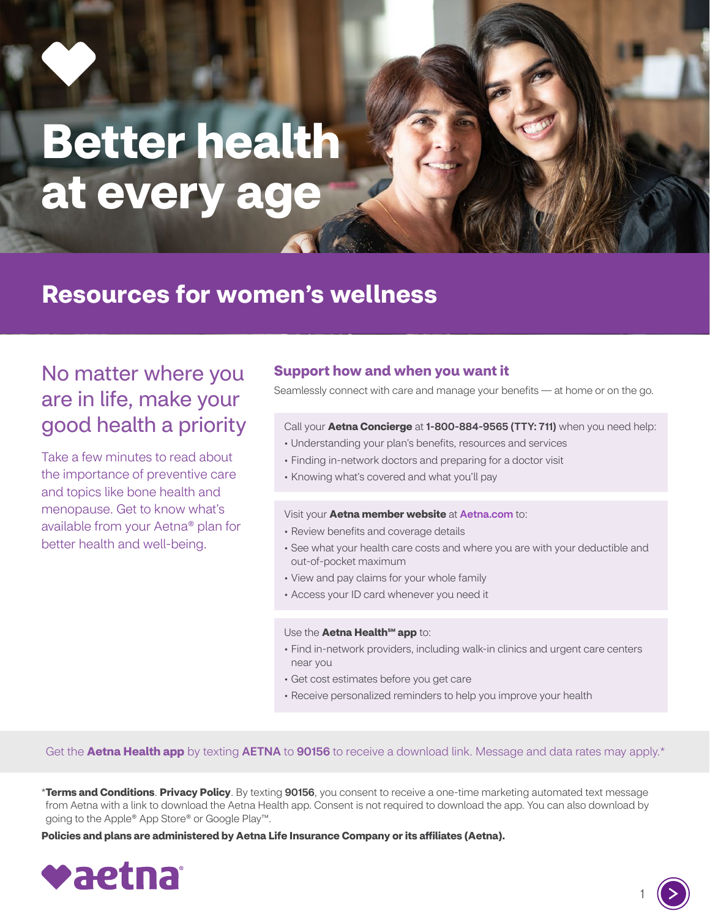# Better health at every age

## Resources for women's wellness

### No matter where you are in life, make your good health a priority

Take a few minutes to read about the importance of preventive care and topics like bone health and menopause. Get to know what's available from your Aetna® plan for better health and well-being.

### Support how and when you want it

Seamlessly connect with care and manage your benefits — at home or on the go.

Call your **Aetna Concierge** at **1-800-884-9565 (TTY: 711)** when you need help:

- Understanding your plan's benefits, resources and services
- Finding in-network doctors and preparing for a doctor visit
- Knowing what's covered and what you'll pay

Visit your **Aetna member website** at Aetna.com to:

- Review benefits and coverage details
- See what your health care costs and where you are with your deductible and out-of-pocket maximum
- View and pay claims for your whole family
- Access your ID card whenever you need it

Use the **Aetna Health℠ app** to:

- Find in-network providers, including walk-in clinics and urgent care centers near you
- Get cost estimates before you get care
- Receive personalized reminders to help you improve your health

Get the **Aetna Health app** by texting **AETNA** to **90156** to receive a download link. Message and data rates may apply.*

*__Terms and Conditions__. **Privacy Policy**. By texting **90156**, you consent to receive a one-time marketing automated text message from Aetna with a link to download the Aetna Health app. Consent is not required to download the app. You can also download by going to the Apple® App Store® or Google Play™.

**Policies and plans are administered by Aetna Life Insurance Company or its affiliates (Aetna).**

aetna®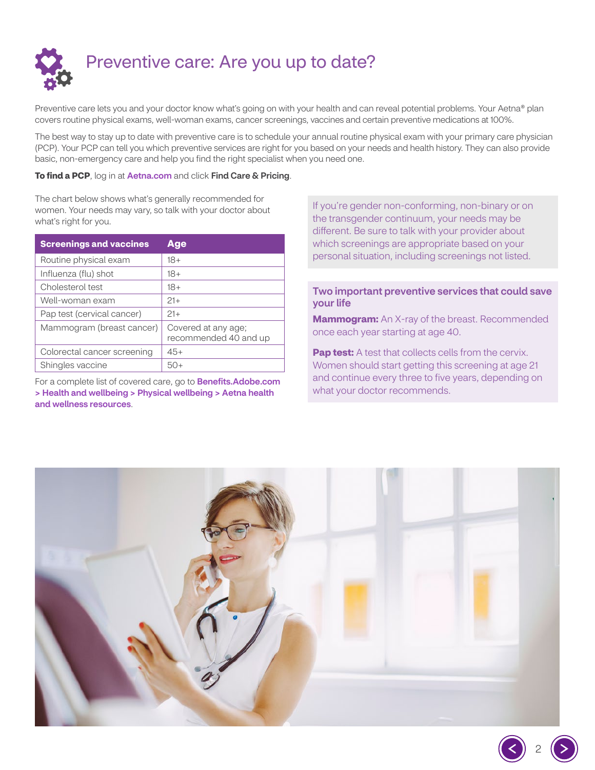# Preventive care: Are you up to date?

Preventive care lets you and your doctor know what's going on with your health and can reveal potential problems. Your Aetna® plan covers routine physical exams, well-woman exams, cancer screenings, vaccines and certain preventive medications at 100%.

The best way to stay up to date with preventive care is to schedule your annual routine physical exam with your primary care physician (PCP). Your PCP can tell you which preventive services are right for you based on your needs and health history. They can also provide basic, non-emergency care and help you find the right specialist when you need one.

**To find a PCP**, log in at **Aetna.com** and click **Find Care & Pricing**.

The chart below shows what's generally recommended for women. Your needs may vary, so talk with your doctor about what's right for you.

| Screenings and vaccines | Age |
|---|---|
| Routine physical exam | 18+ |
| Influenza (flu) shot | 18+ |
| Cholesterol test | 18+ |
| Well-woman exam | 21+ |
| Pap test (cervical cancer) | 21+ |
| Mammogram (breast cancer) | Covered at any age; recommended 40 and up |
| Colorectal cancer screening | 45+ |
| Shingles vaccine | 50+ |

For a complete list of covered care, go to **Benefits.Adobe.com > Health and wellbeing > Physical wellbeing > Aetna health and wellness resources**.

If you're gender non-conforming, non-binary or on the transgender continuum, your needs may be different. Be sure to talk with your provider about which screenings are appropriate based on your personal situation, including screenings not listed.

## Two important preventive services that could save your life

**Mammogram:** An X-ray of the breast. Recommended once each year starting at age 40.

**Pap test:** A test that collects cells from the cervix. Women should start getting this screening at age 21 and continue every three to five years, depending on what your doctor recommends.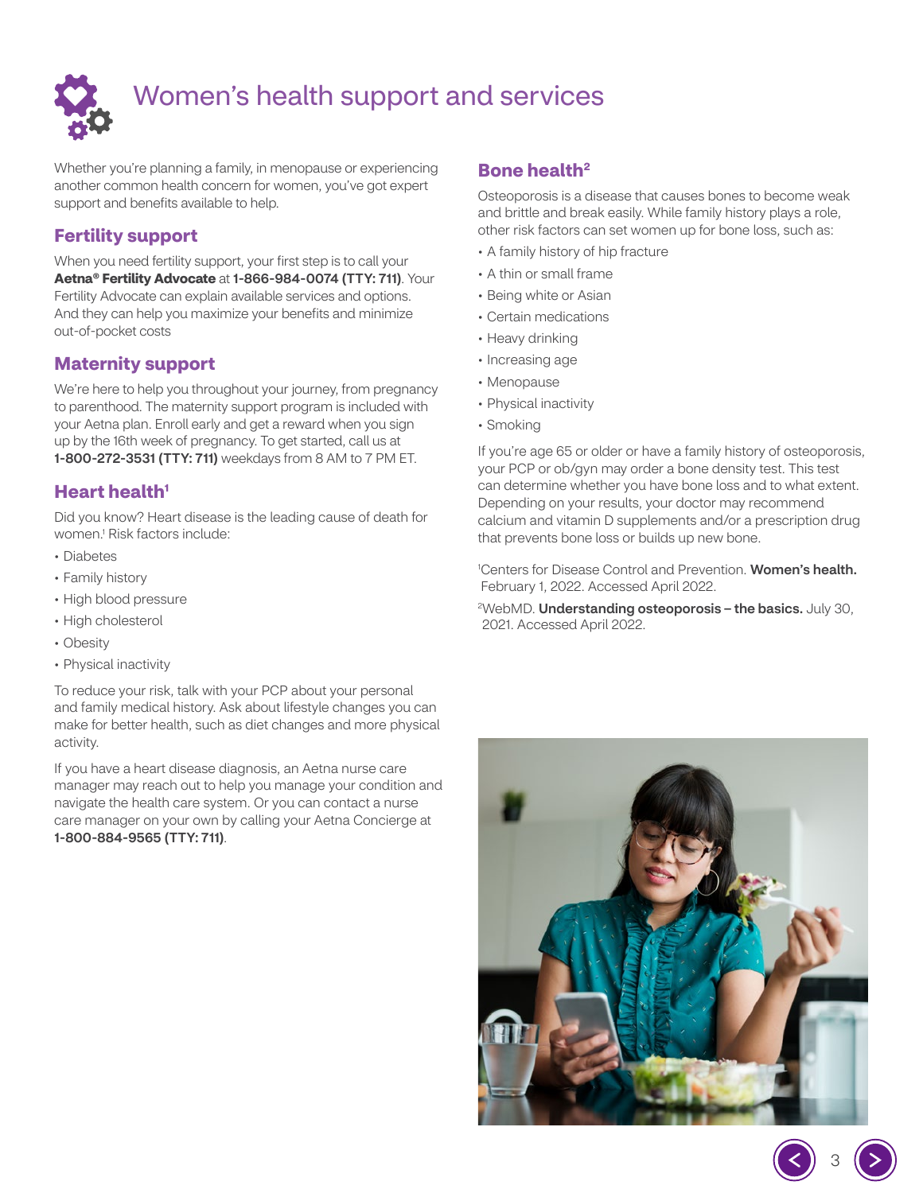# Women's health support and services

Whether you're planning a family, in menopause or experiencing another common health concern for women, you've got expert support and benefits available to help.

## Fertility support

When you need fertility support, your first step is to call your **Aetna® Fertility Advocate** at **1-866-984-0074 (TTY: 711)**. Your Fertility Advocate can explain available services and options. And they can help you maximize your benefits and minimize out-of-pocket costs

## Maternity support

We're here to help you throughout your journey, from pregnancy to parenthood. The maternity support program is included with your Aetna plan. Enroll early and get a reward when you sign up by the 16th week of pregnancy. To get started, call us at **1-800-272-3531 (TTY: 711)** weekdays from 8 AM to 7 PM ET.

## Heart health[1]

Did you know? Heart disease is the leading cause of death for women.[1] Risk factors include:

- Diabetes
- Family history
- High blood pressure
- High cholesterol
- Obesity
- Physical inactivity

To reduce your risk, talk with your PCP about your personal and family medical history. Ask about lifestyle changes you can make for better health, such as diet changes and more physical activity.

If you have a heart disease diagnosis, an Aetna nurse care manager may reach out to help you manage your condition and navigate the health care system. Or you can contact a nurse care manager on your own by calling your Aetna Concierge at **1-800-884-9565 (TTY: 711)**.

## Bone health[2]

Osteoporosis is a disease that causes bones to become weak and brittle and break easily. While family history plays a role, other risk factors can set women up for bone loss, such as:

- A family history of hip fracture
- A thin or small frame
- Being white or Asian
- Certain medications
- Heavy drinking
- Increasing age
- Menopause
- Physical inactivity
- Smoking

If you're age 65 or older or have a family history of osteoporosis, your PCP or ob/gyn may order a bone density test. This test can determine whether you have bone loss and to what extent. Depending on your results, your doctor may recommend calcium and vitamin D supplements and/or a prescription drug that prevents bone loss or builds up new bone.

[1]Centers for Disease Control and Prevention. **Women's health.** February 1, 2022. Accessed April 2022.

[2]WebMD. **Understanding osteoporosis – the basics.** July 30, 2021. Accessed April 2022.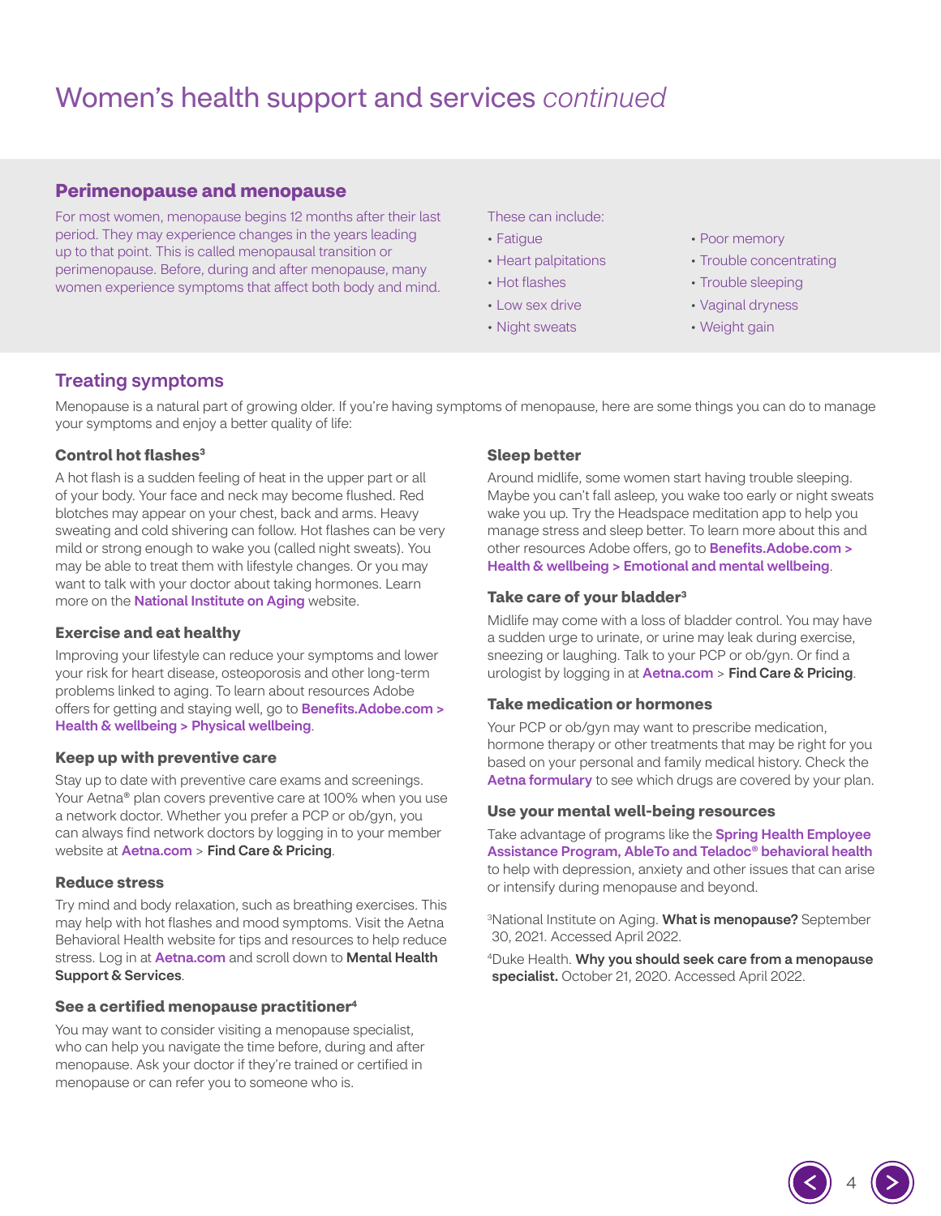# Women's health support and services *continued*

## Perimenopause and menopause

For most women, menopause begins 12 months after their last period. They may experience changes in the years leading up to that point. This is called menopausal transition or perimenopause. Before, during and after menopause, many women experience symptoms that affect both body and mind.

These can include:

- Fatigue
- Heart palpitations
- Hot flashes
- Low sex drive
- Night sweats
- Poor memory
- Trouble concentrating
- Trouble sleeping
- Vaginal dryness
- Weight gain

## Treating symptoms

Menopause is a natural part of growing older. If you're having symptoms of menopause, here are some things you can do to manage your symptoms and enjoy a better quality of life:

### Control hot flashes[3]

A hot flash is a sudden feeling of heat in the upper part or all of your body. Your face and neck may become flushed. Red blotches may appear on your chest, back and arms. Heavy sweating and cold shivering can follow. Hot flashes can be very mild or strong enough to wake you (called night sweats). You may be able to treat them with lifestyle changes. Or you may want to talk with your doctor about taking hormones. Learn more on the **National Institute on Aging** website.

### Exercise and eat healthy

Improving your lifestyle can reduce your symptoms and lower your risk for heart disease, osteoporosis and other long-term problems linked to aging. To learn about resources Adobe offers for getting and staying well, go to **Benefits.Adobe.com > Health & wellbeing > Physical wellbeing**.

### Keep up with preventive care

Stay up to date with preventive care exams and screenings. Your Aetna® plan covers preventive care at 100% when you use a network doctor. Whether you prefer a PCP or ob/gyn, you can always find network doctors by logging in to your member website at **Aetna.com** > **Find Care & Pricing**.

### Reduce stress

Try mind and body relaxation, such as breathing exercises. This may help with hot flashes and mood symptoms. Visit the Aetna Behavioral Health website for tips and resources to help reduce stress. Log in at **Aetna.com** and scroll down to **Mental Health Support & Services**.

### See a certified menopause practitioner[4]

You may want to consider visiting a menopause specialist, who can help you navigate the time before, during and after menopause. Ask your doctor if they're trained or certified in menopause or can refer you to someone who is.

### Sleep better

Around midlife, some women start having trouble sleeping. Maybe you can't fall asleep, you wake too early or night sweats wake you up. Try the Headspace meditation app to help you manage stress and sleep better. To learn more about this and other resources Adobe offers, go to **Benefits.Adobe.com > Health & wellbeing > Emotional and mental wellbeing**.

### Take care of your bladder[3]

Midlife may come with a loss of bladder control. You may have a sudden urge to urinate, or urine may leak during exercise, sneezing or laughing. Talk to your PCP or ob/gyn. Or find a urologist by logging in at **Aetna.com** > **Find Care & Pricing**.

### Take medication or hormones

Your PCP or ob/gyn may want to prescribe medication, hormone therapy or other treatments that may be right for you based on your personal and family medical history. Check the **Aetna formulary** to see which drugs are covered by your plan.

### Use your mental well-being resources

Take advantage of programs like the **Spring Health Employee Assistance Program, AbleTo and Teladoc® behavioral health** to help with depression, anxiety and other issues that can arise or intensify during menopause and beyond.

[3]National Institute on Aging. **What is menopause?** September 30, 2021. Accessed April 2022.

[4]Duke Health. **Why you should seek care from a menopause specialist.** October 21, 2020. Accessed April 2022.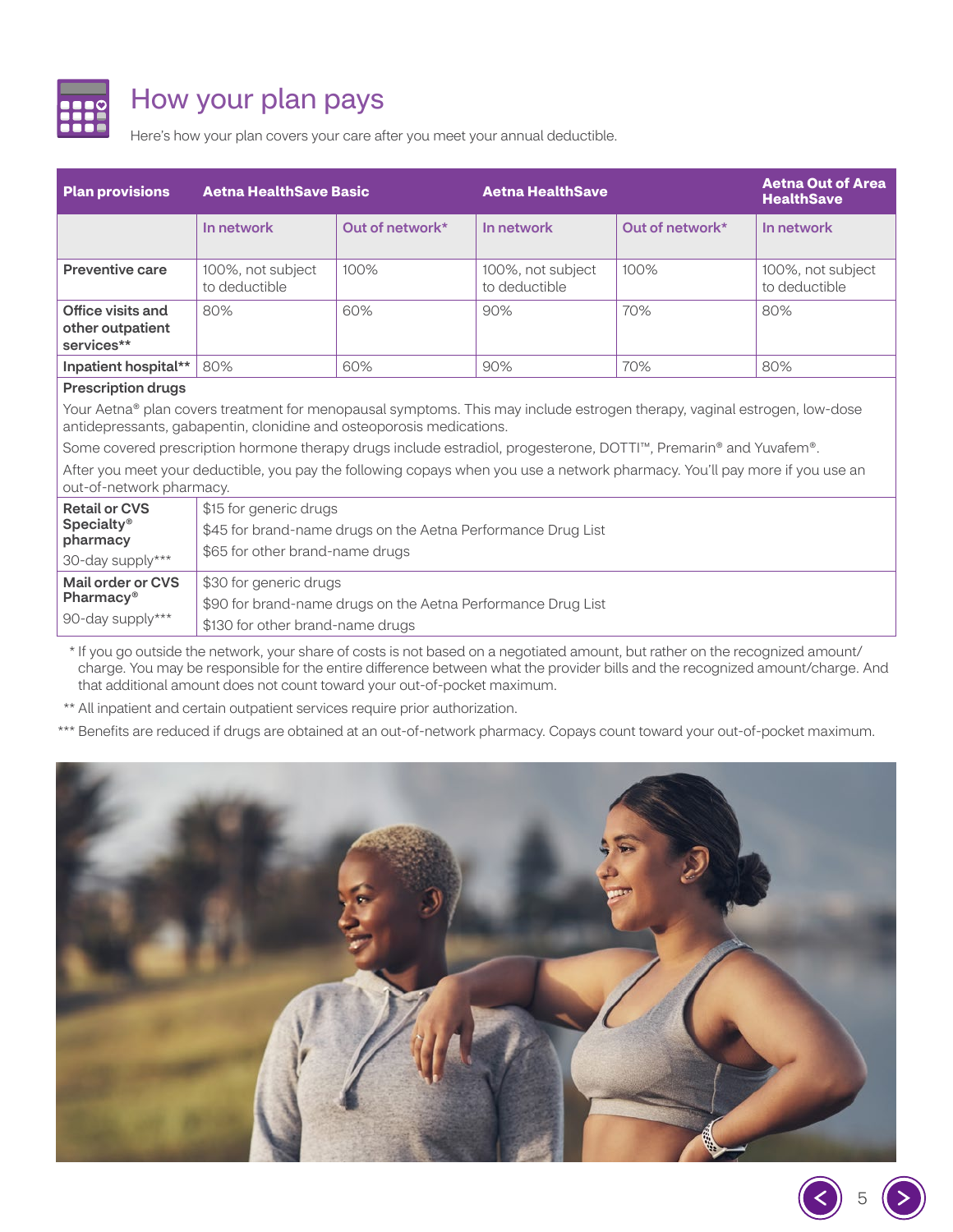# How your plan pays

Here's how your plan covers your care after you meet your annual deductible.

| Plan provisions | Aetna HealthSave Basic | | Aetna HealthSave | | Aetna Out of Area HealthSave |
|---|---|---|---|---|---|
| | In network | Out of network* | In network | Out of network* | In network |
| Preventive care | 100%, not subject to deductible | 100% | 100%, not subject to deductible | 100% | 100%, not subject to deductible |
| Office visits and other outpatient services** | 80% | 60% | 90% | 70% | 80% |
| Inpatient hospital** | 80% | 60% | 90% | 70% | 80% |

**Prescription drugs**

Your Aetna® plan covers treatment for menopausal symptoms. This may include estrogen therapy, vaginal estrogen, low-dose antidepressants, gabapentin, clonidine and osteoporosis medications.

Some covered prescription hormone therapy drugs include estradiol, progesterone, DOTTI™, Premarin® and Yuvafem®.

After you meet your deductible, you pay the following copays when you use a network pharmacy. You'll pay more if you use an out-of-network pharmacy.

| Pharmacy | Copays |
|---|---|
| **Retail or CVS Specialty® pharmacy** 30-day supply*** | $15 for generic drugs<br>$45 for brand-name drugs on the Aetna Performance Drug List<br>$65 for other brand-name drugs |
| **Mail order or CVS Pharmacy®** 90-day supply*** | $30 for generic drugs<br>$90 for brand-name drugs on the Aetna Performance Drug List<br>$130 for other brand-name drugs |

\* If you go outside the network, your share of costs is not based on a negotiated amount, but rather on the recognized amount/charge. You may be responsible for the entire difference between what the provider bills and the recognized amount/charge. And that additional amount does not count toward your out-of-pocket maximum.

** All inpatient and certain outpatient services require prior authorization.

*** Benefits are reduced if drugs are obtained at an out-of-network pharmacy. Copays count toward your out-of-pocket maximum.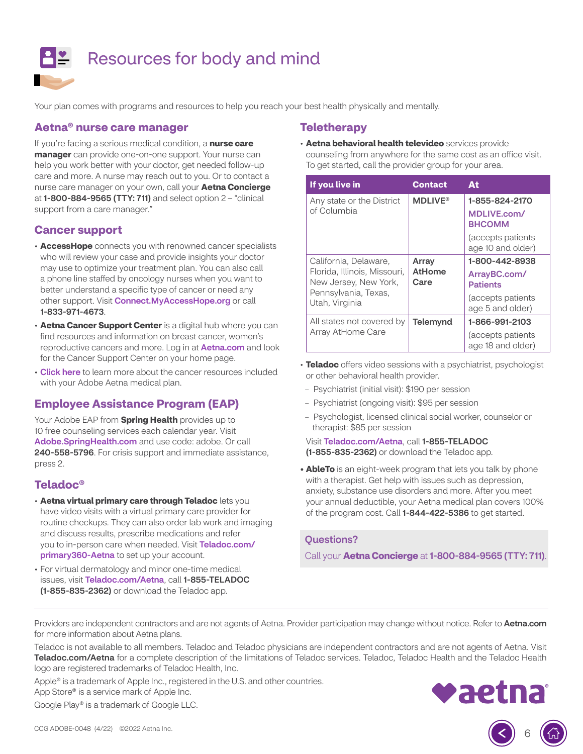# Resources for body and mind

Your plan comes with programs and resources to help you reach your best health physically and mentally.

## Aetna® nurse care manager

If you're facing a serious medical condition, a **nurse care manager** can provide one-on-one support. Your nurse can help you work better with your doctor, get needed follow-up care and more. A nurse may reach out to you. Or to contact a nurse care manager on your own, call your **Aetna Concierge** at **1-800-884-9565 (TTY: 711)** and select option 2 – "clinical support from a care manager."

## Cancer support

- **AccessHope** connects you with renowned cancer specialists who will review your case and provide insights your doctor may use to optimize your treatment plan. You can also call a phone line staffed by oncology nurses when you want to better understand a specific type of cancer or need any other support. Visit **Connect.MyAccessHope.org** or call **1-833-971-4673**.
- **Aetna Cancer Support Center** is a digital hub where you can find resources and information on breast cancer, women's reproductive cancers and more. Log in at **Aetna.com** and look for the Cancer Support Center on your home page.
- **Click here** to learn more about the cancer resources included with your Adobe Aetna medical plan.

## Employee Assistance Program (EAP)

Your Adobe EAP from **Spring Health** provides up to 10 free counseling services each calendar year. Visit **Adobe.SpringHealth.com** and use code: adobe. Or call **240-558-5796**. For crisis support and immediate assistance, press 2.

## Teladoc®

- **Aetna virtual primary care through Teladoc** lets you have video visits with a virtual primary care provider for routine checkups. They can also order lab work and imaging and discuss results, prescribe medications and refer you to in-person care when needed. Visit **Teladoc.com/primary360-Aetna** to set up your account.
- For virtual dermatology and minor one-time medical issues, visit **Teladoc.com/Aetna**, call **1-855-TELADOC (1-855-835-2362)** or download the Teladoc app.

## Teletherapy

- **Aetna behavioral health televideo** services provide counseling from anywhere for the same cost as an office visit. To get started, call the provider group for your area.

| If you live in | Contact | At |
|---|---|---|
| Any state or the District of Columbia | **MDLIVE®** | **1-855-824-2170** **MDLIVE.com/BHCOMM** (accepts patients age 10 and older) |
| California, Delaware, Florida, Illinois, Missouri, New Jersey, New York, Pennsylvania, Texas, Utah, Virginia | **Array AtHome Care** | **1-800-442-8938** **ArrayBC.com/Patients** (accepts patients age 5 and older) |
| All states not covered by Array AtHome Care | **Telemynd** | **1-866-991-2103** (accepts patients age 18 and older) |

- **Teladoc** offers video sessions with a psychiatrist, psychologist or other behavioral health provider.
  - Psychiatrist (initial visit): $190 per session
  - Psychiatrist (ongoing visit): $95 per session
  - Psychologist, licensed clinical social worker, counselor or therapist: $85 per session

  Visit **Teladoc.com/Aetna**, call **1-855-TELADOC (1-855-835-2362)** or download the Teladoc app.

- **AbleTo** is an eight-week program that lets you talk by phone with a therapist. Get help with issues such as depression, anxiety, substance use disorders and more. After you meet your annual deductible, your Aetna medical plan covers 100% of the program cost. Call **1-844-422-5386** to get started.

### Questions?

Call your **Aetna Concierge** at **1-800-884-9565 (TTY: 711)**.

---

Providers are independent contractors and are not agents of Aetna. Provider participation may change without notice. Refer to **Aetna.com** for more information about Aetna plans.

Teladoc is not available to all members. Teladoc and Teladoc physicians are independent contractors and are not agents of Aetna. Visit **Teladoc.com/Aetna** for a complete description of the limitations of Teladoc services. Teladoc, Teladoc Health and the Teladoc Health logo are registered trademarks of Teladoc Health, Inc.

Apple® is a trademark of Apple Inc., registered in the U.S. and other countries.
App Store® is a service mark of Apple Inc.

Google Play® is a trademark of Google LLC.

CCG ADOBE-0048 (4/22) ©2022 Aetna Inc.